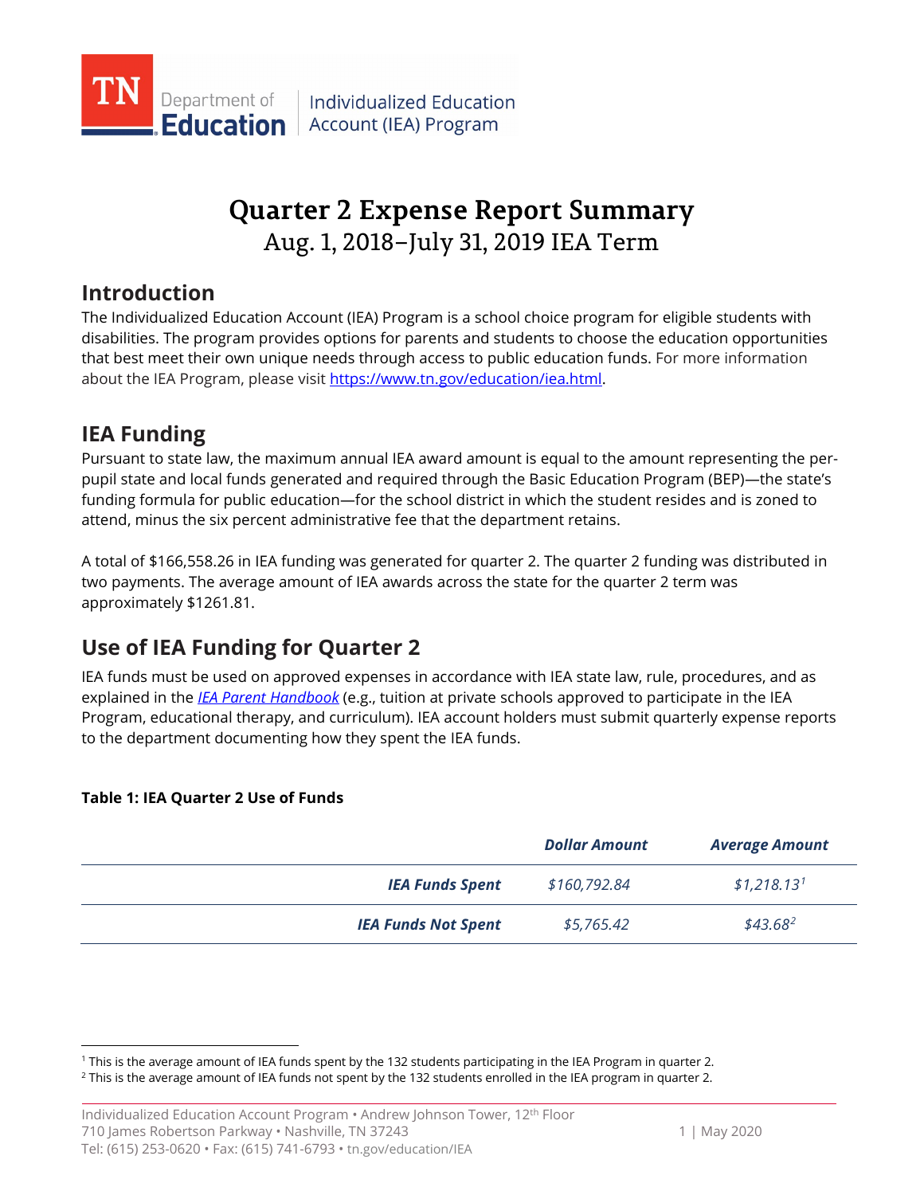TN Department of Education | Individualized Education Account (IEA) Program

# Quarter 2 Expense Report Summary

Aug. 1, 2018–July 31, 2019 IEA Term

## Introduction

The Individualized Education Account (IEA) Program is a school choice program for eligible students with disabilities. The program provides options for parents and students to choose the education opportunities that best meet their own unique needs through access to public education funds. For more information about the IEA Program, please visit https://www.tn.gov/education/iea.html.

## IEA Funding

Pursuant to state law, the maximum annual IEA award amount is equal to the amount representing the per-pupil state and local funds generated and required through the Basic Education Program (BEP)—the state's funding formula for public education—for the school district in which the student resides and is zoned to attend, minus the six percent administrative fee that the department retains.

A total of $166,558.26 in IEA funding was generated for quarter 2. The quarter 2 funding was distributed in two payments. The average amount of IEA awards across the state for the quarter 2 term was approximately $1261.81.

## Use of IEA Funding for Quarter 2

IEA funds must be used on approved expenses in accordance with IEA state law, rule, procedures, and as explained in the *IEA Parent Handbook* (e.g., tuition at private schools approved to participate in the IEA Program, educational therapy, and curriculum). IEA account holders must submit quarterly expense reports to the department documenting how they spent the IEA funds.

**Table 1: IEA Quarter 2 Use of Funds**

| | ***Dollar Amount*** | ***Average Amount*** |
|---|---|---|
| ***IEA Funds Spent*** | *$160,792.84* | *$1,218.13*[1] |
| ***IEA Funds Not Spent*** | *$5,765.42* | *$43.68*[2] |

[1] This is the average amount of IEA funds spent by the 132 students participating in the IEA Program in quarter 2.

[2] This is the average amount of IEA funds not spent by the 132 students enrolled in the IEA program in quarter 2.

Individualized Education Account Program • Andrew Johnson Tower, 12th Floor
710 James Robertson Parkway • Nashville, TN 37243
Tel: (615) 253-0620 • Fax: (615) 741-6793 • tn.gov/education/IEA

May 2020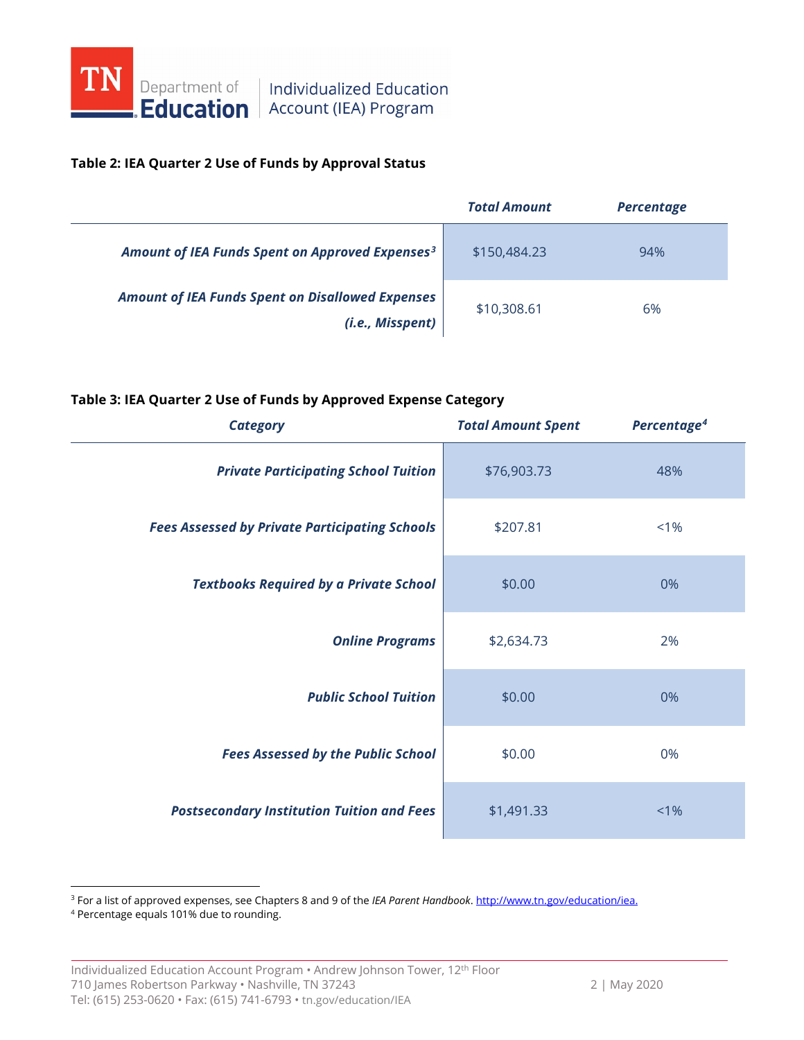**Table 2: IEA Quarter 2 Use of Funds by Approval Status**

| | *Total Amount* | *Percentage* |
|---|---|---|
| ***Amount of IEA Funds Spent on Approved Expenses*** [3] | $150,484.23 | 94% |
| ***Amount of IEA Funds Spent on Disallowed Expenses (i.e., Misspent)*** | $10,308.61 | 6% |

**Table 3: IEA Quarter 2 Use of Funds by Approved Expense Category**

| *Category* | *Total Amount Spent* | *Percentage* [4] |
|---|---|---|
| ***Private Participating School Tuition*** | $76,903.73 | 48% |
| ***Fees Assessed by Private Participating Schools*** | $207.81 | <1% |
| ***Textbooks Required by a Private School*** | $0.00 | 0% |
| ***Online Programs*** | $2,634.73 | 2% |
| ***Public School Tuition*** | $0.00 | 0% |
| ***Fees Assessed by the Public School*** | $0.00 | 0% |
| ***Postsecondary Institution Tuition and Fees*** | $1,491.33 | <1% |

[3] For a list of approved expenses, see Chapters 8 and 9 of the *IEA Parent Handbook*. http://www.tn.gov/education/iea.

[4] Percentage equals 101% due to rounding.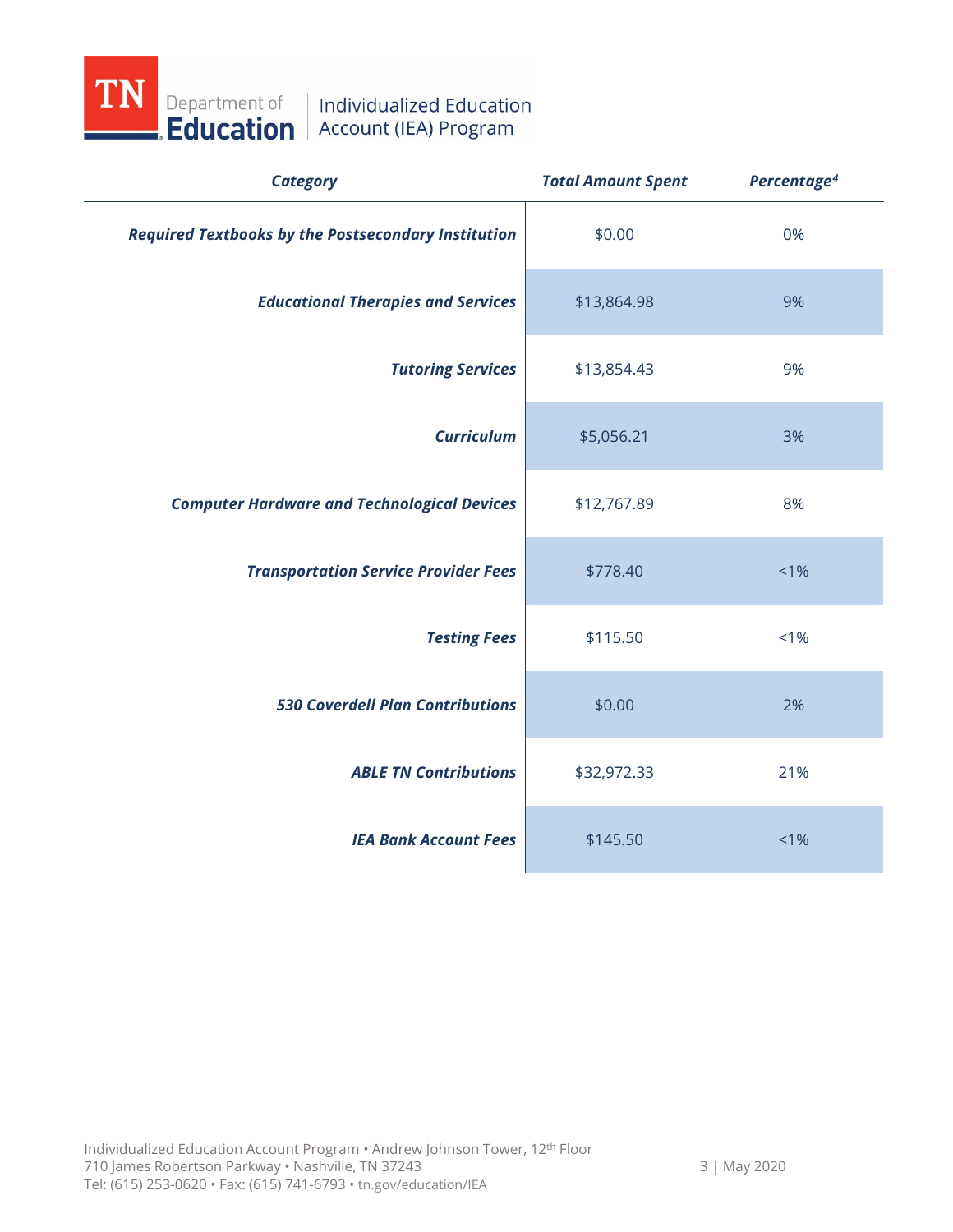| Category | Total Amount Spent | Percentage[4] |
|---|---|---|
| ***Required Textbooks by the Postsecondary Institution*** | $0.00 | 0% |
| ***Educational Therapies and Services*** | $13,864.98 | 9% |
| ***Tutoring Services*** | $13,854.43 | 9% |
| ***Curriculum*** | $5,056.21 | 3% |
| ***Computer Hardware and Technological Devices*** | $12,767.89 | 8% |
| ***Transportation Service Provider Fees*** | $778.40 | <1% |
| ***Testing Fees*** | $115.50 | <1% |
| ***530 Coverdell Plan Contributions*** | $0.00 | 2% |
| ***ABLE TN Contributions*** | $32,972.33 | 21% |
| ***IEA Bank Account Fees*** | $145.50 | <1% |